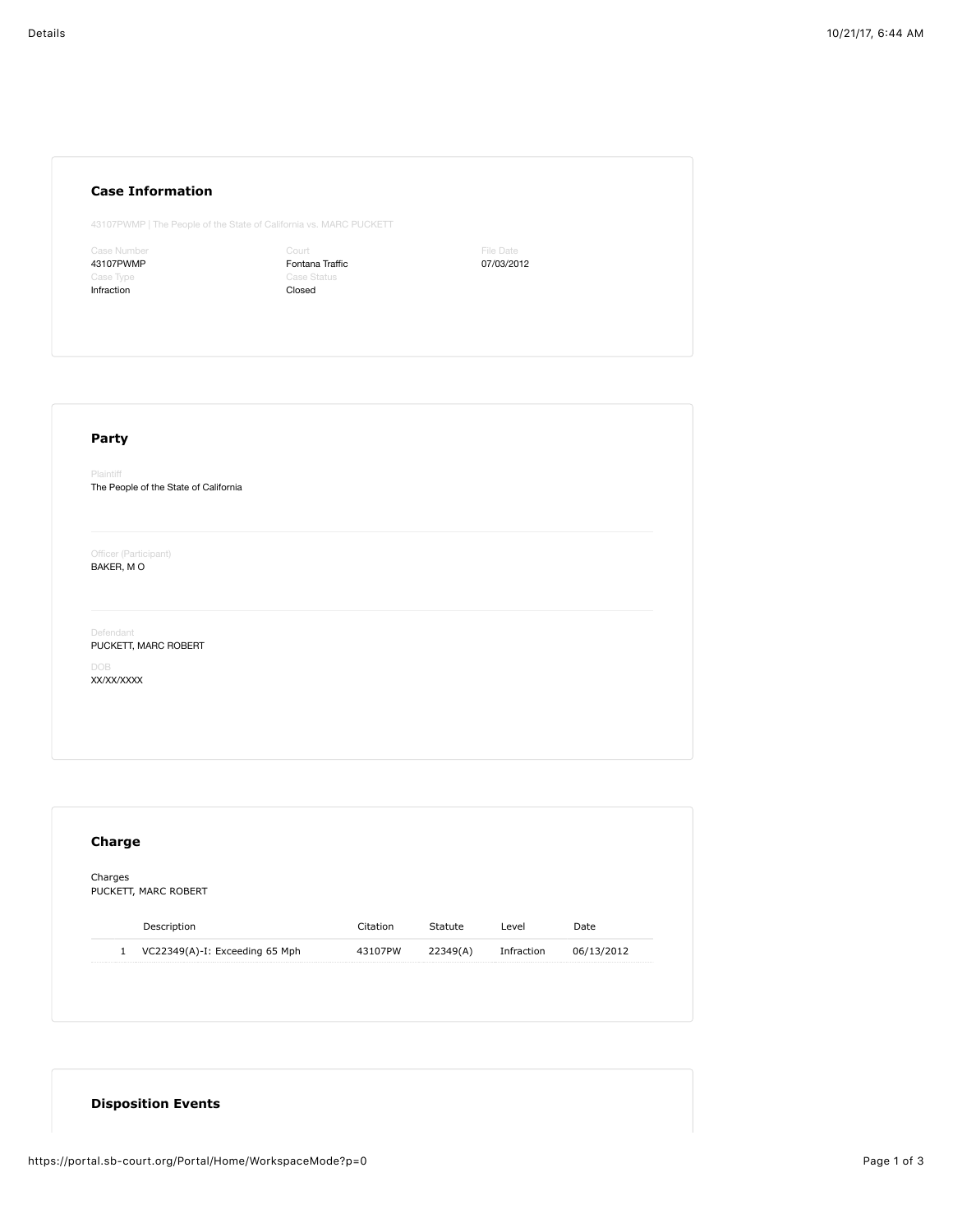### Case Information

43107PWMP | The People of the State of California vs. MARC PUCKETT

| Case Number | Court | File Date |
|---|---|---|
| 43107PWMP | Fontana Traffic | 07/03/2012 |
| **Case Type** | **Case Status** | |
| Infraction | Closed | |

### Party

Plaintiff
The People of the State of California

Officer (Participant)
BAKER, M O

Defendant
PUCKETT, MARC ROBERT

DOB
XX/XX/XXXX

### Charge

Charges
PUCKETT, MARC ROBERT

| | Description | Citation | Statute | Level | Date |
|---|---|---|---|---|---|
| 1 | VC22349(A)-I: Exceeding 65 Mph | 43107PW | 22349(A) | Infraction | 06/13/2012 |

### Disposition Events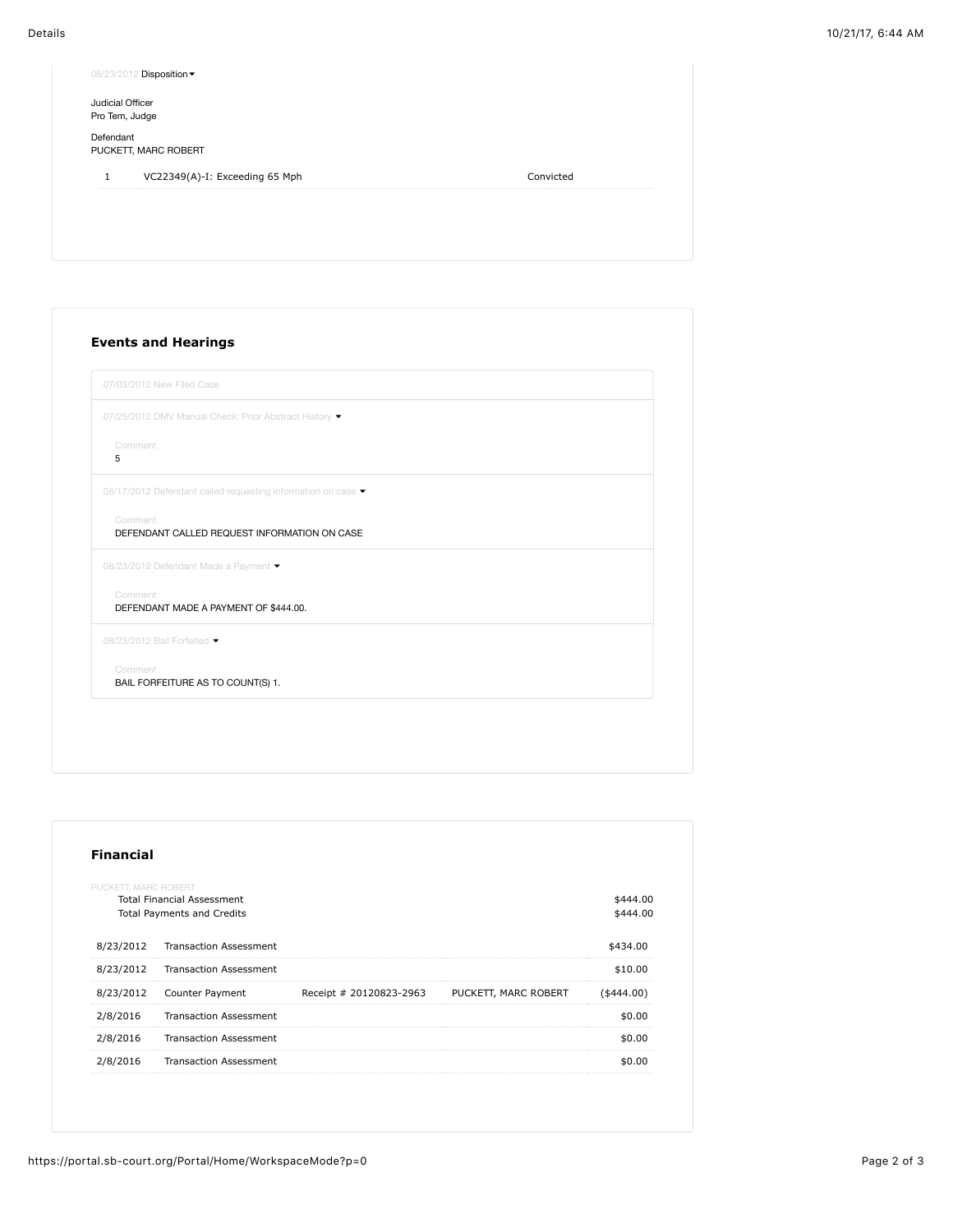08/23/2012 Disposition

Judicial Officer
Pro Tem, Judge

Defendant
PUCKETT, MARC ROBERT

| | | |
|---|---|---|
| 1 | VC22349(A)-I: Exceeding 65 Mph | Convicted |

## Events and Hearings

07/03/2012 New Filed Case

07/25/2012 DMV Manual Check: Prior Abstract History

Comment
5

08/17/2012 Defendant called requesting information on case

Comment
DEFENDANT CALLED REQUEST INFORMATION ON CASE

08/23/2012 Defendant Made a Payment

Comment
DEFENDANT MADE A PAYMENT OF $444.00.

08/23/2012 Bail Forfeited

Comment
BAIL FORFEITURE AS TO COUNT(S) 1.

## Financial

PUCKETT, MARC ROBERT

Total Financial Assessment $444.00
Total Payments and Credits $444.00

| | | | | |
|---|---|---|---|---|
| 8/23/2012 | Transaction Assessment | | | $434.00 |
| 8/23/2012 | Transaction Assessment | | | $10.00 |
| 8/23/2012 | Counter Payment | Receipt # 20120823-2963 | PUCKETT, MARC ROBERT | ($444.00) |
| 2/8/2016 | Transaction Assessment | | | $0.00 |
| 2/8/2016 | Transaction Assessment | | | $0.00 |
| 2/8/2016 | Transaction Assessment | | | $0.00 |